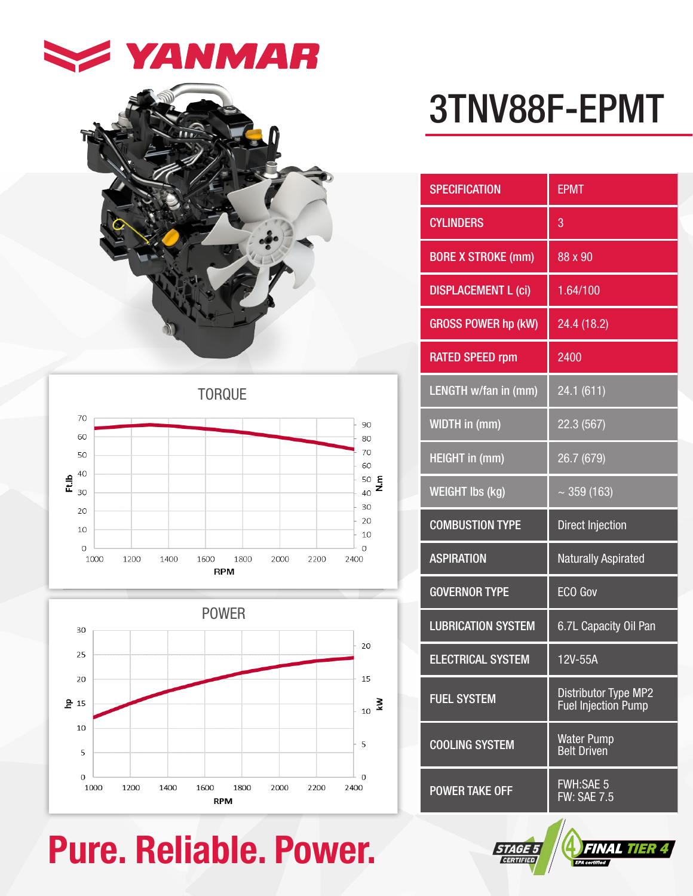# YANMAR

# 3TNV88F-EPMT

| SPECIFICATION | EPMT |
|---|---|
| CYLINDERS | 3 |
| BORE X STROKE (mm) | 88 x 90 |
| DISPLACEMENT L (ci) | 1.64/100 |
| GROSS POWER hp (kW) | 24.4 (18.2) |
| RATED SPEED rpm | 2400 |
| LENGTH w/fan in (mm) | 24.1 (611) |
| WIDTH in (mm) | 22.3 (567) |
| HEIGHT in (mm) | 26.7 (679) |
| WEIGHT lbs (kg) | ~ 359 (163) |
| COMBUSTION TYPE | Direct Injection |
| ASPIRATION | Naturally Aspirated |
| GOVERNOR TYPE | ECO Gov |
| LUBRICATION SYSTEM | 6.7L Capacity Oil Pan |
| ELECTRICAL SYSTEM | 12V-55A |
| FUEL SYSTEM | Distributor Type MP2 Fuel Injection Pump |
| COOLING SYSTEM | Water Pump Belt Driven |
| POWER TAKE OFF | FWH:SAE 5<br>FW: SAE 7.5 |

## TORQUE

Ft.lb (0–70) / N.m (0–90) vs RPM (1000–2400)

## POWER

hp (0–30) / kW (0–20) vs RPM (1000–2400)

**Pure. Reliable. Power.**

STAGE 5 CERTIFIED | FINAL TIER 4 EPA certified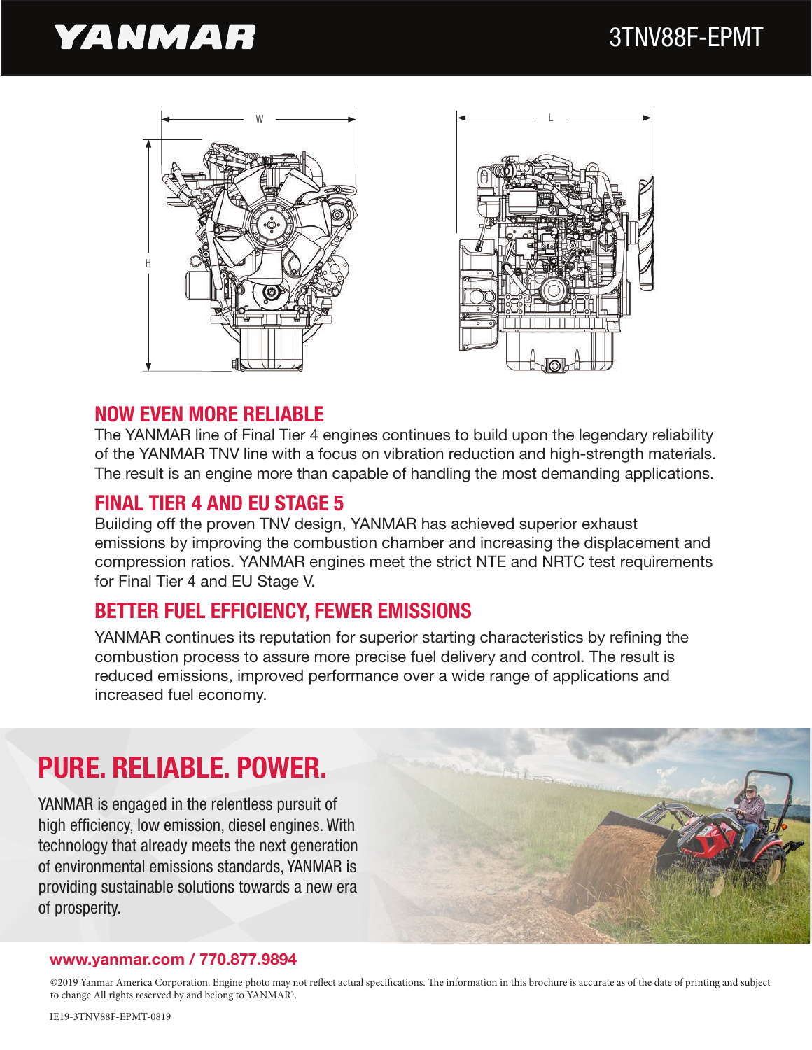YANMAR

3TNV88F-EPMT

W

H

L

## NOW EVEN MORE RELIABLE

The YANMAR line of Final Tier 4 engines continues to build upon the legendary reliability of the YANMAR TNV line with a focus on vibration reduction and high-strength materials. The result is an engine more than capable of handling the most demanding applications.

## FINAL TIER 4 AND EU STAGE 5

Building off the proven TNV design, YANMAR has achieved superior exhaust emissions by improving the combustion chamber and increasing the displacement and compression ratios. YANMAR engines meet the strict NTE and NRTC test requirements for Final Tier 4 and EU Stage V.

## BETTER FUEL EFFICIENCY, FEWER EMISSIONS

YANMAR continues its reputation for superior starting characteristics by refining the combustion process to assure more precise fuel delivery and control. The result is reduced emissions, improved performance over a wide range of applications and increased fuel economy.

# PURE. RELIABLE. POWER.

YANMAR is engaged in the relentless pursuit of high efficiency, low emission, diesel engines. With technology that already meets the next generation of environmental emissions standards, YANMAR is providing sustainable solutions towards a new era of prosperity.

**www.yanmar.com / 770.877.9894**

©2019 Yanmar America Corporation. Engine photo may not reflect actual specifications. The information in this brochure is accurate as of the date of printing and subject to change All rights reserved by and belong to YANMAR®.

IE19-3TNV88F-EPMT-0819